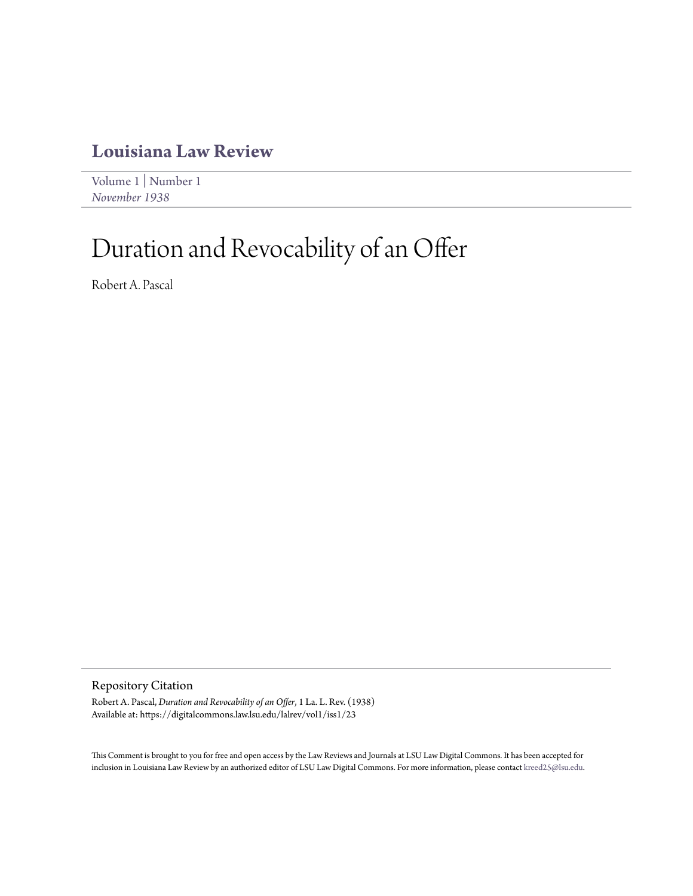# Louisiana Law Review

Volume 1 | Number 1
*November 1938*

# Duration and Revocability of an Offer

Robert A. Pascal

## Repository Citation

Robert A. Pascal, *Duration and Revocability of an Offer*, 1 La. L. Rev. (1938)
Available at: https://digitalcommons.law.lsu.edu/lalrev/vol1/iss1/23

This Comment is brought to you for free and open access by the Law Reviews and Journals at LSU Law Digital Commons. It has been accepted for inclusion in Louisiana Law Review by an authorized editor of LSU Law Digital Commons. For more information, please contact kreed25@lsu.edu.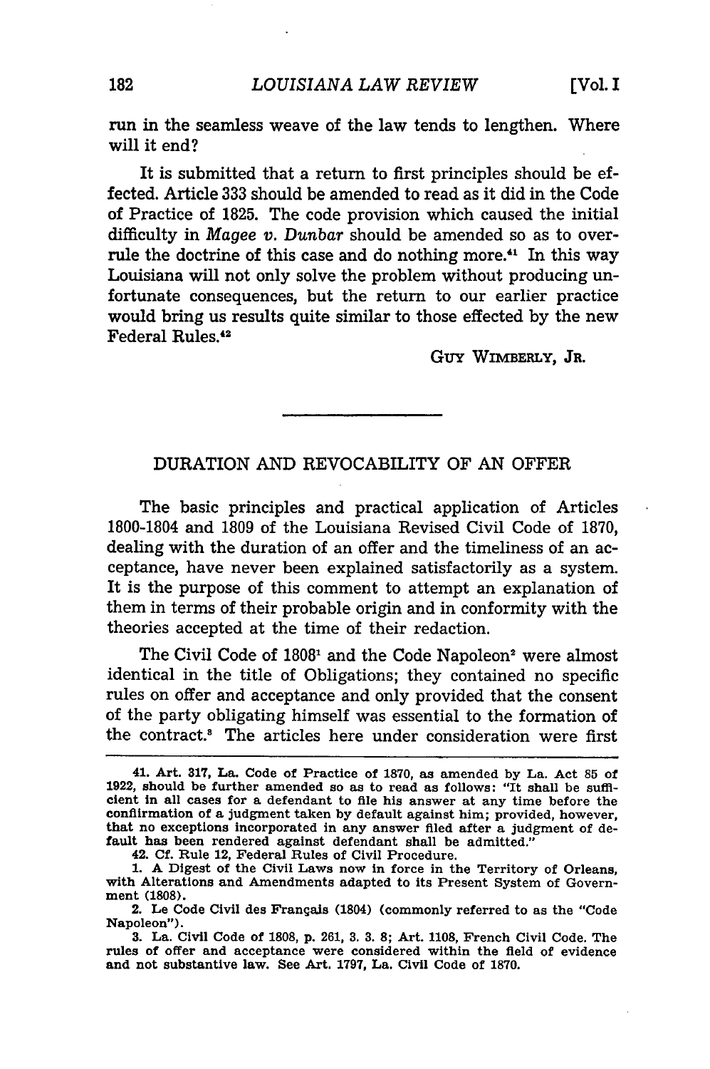run in the seamless weave of the law tends to lengthen. Where will it end?

It is submitted that a return to first principles should be effected. Article 333 should be amended to read as it did in the Code of Practice of 1825. The code provision which caused the initial difficulty in *Magee v. Dunbar* should be amended so as to overrule the doctrine of this case and do nothing more.[41] In this way Louisiana will not only solve the problem without producing unfortunate consequences, but the return to our earlier practice would bring us results quite similar to those effected by the new Federal Rules.[42]

GUY WIMBERLY, JR.

---

## DURATION AND REVOCABILITY OF AN OFFER

The basic principles and practical application of Articles 1800-1804 and 1809 of the Louisiana Revised Civil Code of 1870, dealing with the duration of an offer and the timeliness of an acceptance, have never been explained satisfactorily as a system. It is the purpose of this comment to attempt an explanation of them in terms of their probable origin and in conformity with the theories accepted at the time of their redaction.

The Civil Code of 1808[1] and the Code Napoleon[2] were almost identical in the title of Obligations; they contained no specific rules on offer and acceptance and only provided that the consent of the party obligating himself was essential to the formation of the contract.[3] The articles here under consideration were first

---

41. Art. 317, La. Code of Practice of 1870, as amended by La. Act 85 of 1922, should be further amended so as to read as follows: "It shall be sufficient in all cases for a defendant to file his answer at any time before the confiirmation of a judgment taken by default against him; provided, however, that no exceptions incorporated in any answer filed after a judgment of default has been rendered against defendant shall be admitted."

42. Cf. Rule 12, Federal Rules of Civil Procedure.

1. A Digest of the Civil Laws now in force in the Territory of Orleans, with Alterations and Amendments adapted to its Present System of Government (1808).

2. Le Code Civil des Français (1804) (commonly referred to as the "Code Napoleon").

3. La. Civil Code of 1808, p. 261, 3. 3. 8; Art. 1108, French Civil Code. The rules of offer and acceptance were considered within the field of evidence and not substantive law. See Art. 1797, La. Civil Code of 1870.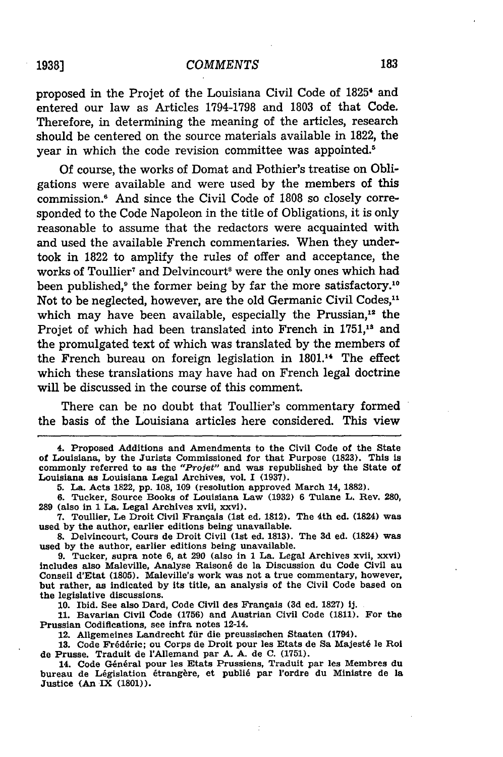proposed in the Projet of the Louisiana Civil Code of 1825[4] and entered our law as Articles 1794-1798 and 1803 of that Code. Therefore, in determining the meaning of the articles, research should be centered on the source materials available in 1822, the year in which the code revision committee was appointed.[5]

Of course, the works of Domat and Pothier's treatise on Obligations were available and were used by the members of this commission.[6] And since the Civil Code of 1808 so closely corresponded to the Code Napoleon in the title of Obligations, it is only reasonable to assume that the redactors were acquainted with and used the available French commentaries. When they undertook in 1822 to amplify the rules of offer and acceptance, the works of Toullier[7] and Delvincourt[8] were the only ones which had been published,[9] the former being by far the more satisfactory.[10] Not to be neglected, however, are the old Germanic Civil Codes,[11] which may have been available, especially the Prussian,[12] the Projet of which had been translated into French in 1751,[13] and the promulgated text of which was translated by the members of the French bureau on foreign legislation in 1801.[14] The effect which these translations may have had on French legal doctrine will be discussed in the course of this comment.

There can be no doubt that Toullier's commentary formed the basis of the Louisiana articles here considered. This view

---

4. Proposed Additions and Amendments to the Civil Code of the State of Louisiana, by the Jurists Commissioned for that Purpose (1823). This is commonly referred to as the *"Projet"* and was republished by the State of Louisiana as Louisiana Legal Archives, vol. I (1937).

5. La. Acts 1822, pp. 108, 109 (resolution approved March 14, 1882).

6. Tucker, Source Books of Louisiana Law (1932) 6 Tulane L. Rev. 280, 289 (also in 1 La. Legal Archives xvii, xxvi).

7. Toullier, Le Droit Civil Français (1st ed. 1812). The 4th ed. (1824) was used by the author, earlier editions being unavailable.

8. Delvincourt, Cours de Droit Civil (1st ed. 1813). The 3d ed. (1824) was used by the author, earlier editions being unavailable.

9. Tucker, supra note 6, at 290 (also in 1 La. Legal Archives xvii, xxvi) includes also Maleville, Analyse Raisoné de la Discussion du Code Civil au Conseil d'Etat (1805). Maleville's work was not a true commentary, however, but rather, as indicated by its title, an analysis of the Civil Code based on the legislative discussions.

10. Ibid. See also Dard, Code Civil des Français (3d ed. 1827) ij.

11. Bavarian Civil Code (1756) and Austrian Civil Code (1811). For the Prussian Codifications, see infra notes 12-14.

12. Allgemeines Landrecht für die preussischen Staaten (1794).

13. Code Frédéric; ou Corps de Droit pour les Etats de Sa Majesté le Roi de Prusse. Traduit de l'Allemand par A. A. de C. (1751).

14. Code Général pour les Etats Prussiens, Traduit par les Membres du bureau de Législation étrangère, et publié par l'ordre du Ministre de la Justice (An IX (1801)).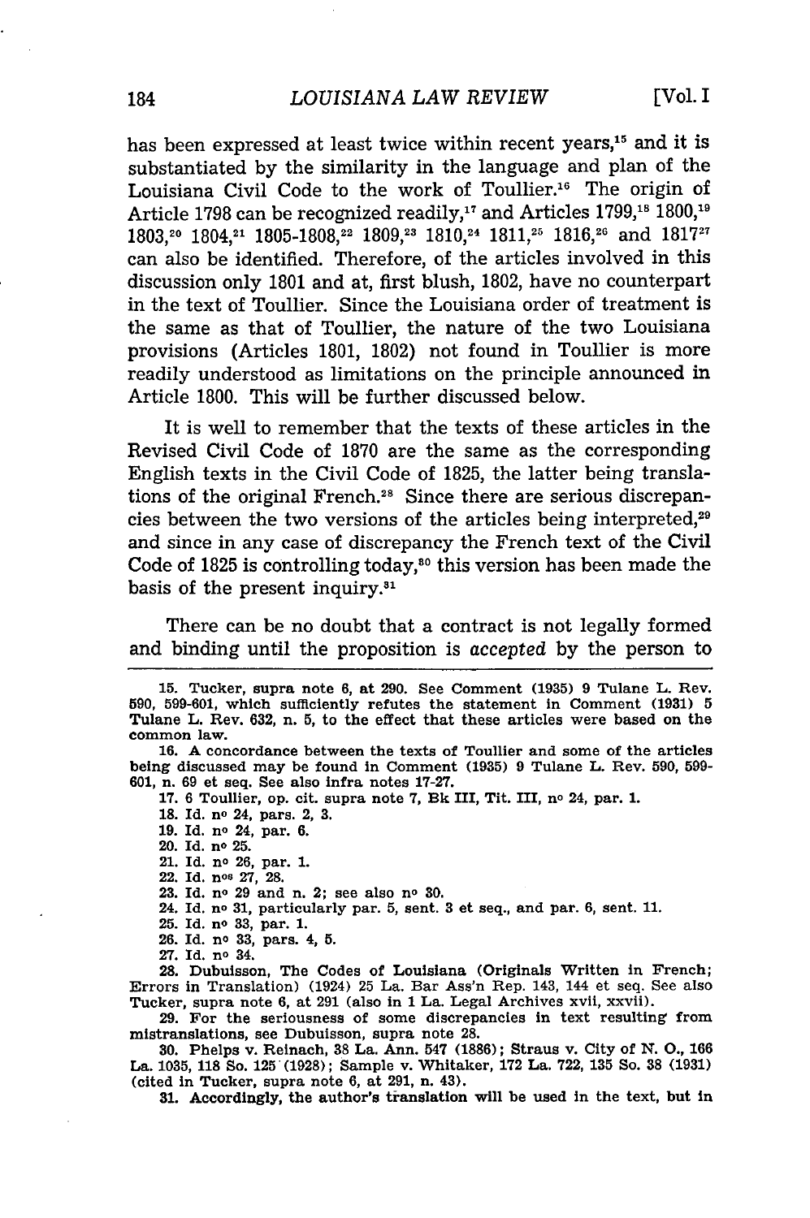has been expressed at least twice within recent years,[15] and it is substantiated by the similarity in the language and plan of the Louisiana Civil Code to the work of Toullier.[16] The origin of Article 1798 can be recognized readily,[17] and Articles 1799,[18] 1800,[19] 1803,[20] 1804,[21] 1805-1808,[22] 1809,[23] 1810,[24] 1811,[25] 1816,[26] and 1817[27] can also be identified. Therefore, of the articles involved in this discussion only 1801 and at, first blush, 1802, have no counterpart in the text of Toullier. Since the Louisiana order of treatment is the same as that of Toullier, the nature of the two Louisiana provisions (Articles 1801, 1802) not found in Toullier is more readily understood as limitations on the principle announced in Article 1800. This will be further discussed below.

It is well to remember that the texts of these articles in the Revised Civil Code of 1870 are the same as the corresponding English texts in the Civil Code of 1825, the latter being translations of the original French.[28] Since there are serious discrepancies between the two versions of the articles being interpreted,[29] and since in any case of discrepancy the French text of the Civil Code of 1825 is controlling today,[30] this version has been made the basis of the present inquiry.[31]

There can be no doubt that a contract is not legally formed and binding until the proposition is *accepted* by the person to

---

15. Tucker, supra note 6, at 290. See Comment (1935) 9 Tulane L. Rev. 590, 599-601, which sufficiently refutes the statement in Comment (1931) 5 Tulane L. Rev. 632, n. 5, to the effect that these articles were based on the common law.

16. A concordance between the texts of Toullier and some of the articles being discussed may be found in Comment (1935) 9 Tulane L. Rev. 590, 599-601, n. 69 et seq. See also infra notes 17-27.

17. 6 Toullier, op. cit. supra note 7, Bk III, Tit. III, no 24, par. 1.

18. Id. no 24, pars. 2, 3.

19. Id. no 24, par. 6.

20. Id. no 25.

21. Id. no 26, par. 1.

22. Id. nos 27, 28.

23. Id. no 29 and n. 2; see also no 30.

24. Id. no 31, particularly par. 5, sent. 3 et seq., and par. 6, sent. 11.

25. Id. no 33, par. 1.

26. Id. no 33, pars. 4, 5.

27. Id. no 34.

28. Dubuisson, The Codes of Louisiana (Originals Written in French; Errors in Translation) (1924) 25 La. Bar Ass'n Rep. 143, 144 et seq. See also Tucker, supra note 6, at 291 (also in 1 La. Legal Archives xvii, xxvii).

29. For the seriousness of some discrepancies in text resulting from mistranslations, see Dubuisson, supra note 28.

30. Phelps v. Reinach, 38 La. Ann. 547 (1886); Straus v. City of N. O., 166 La. 1035, 118 So. 125 (1928); Sample v. Whitaker, 172 La. 722, 135 So. 38 (1931) (cited in Tucker, supra note 6, at 291, n. 43).

31. Accordingly, the author's translation will be used in the text, but in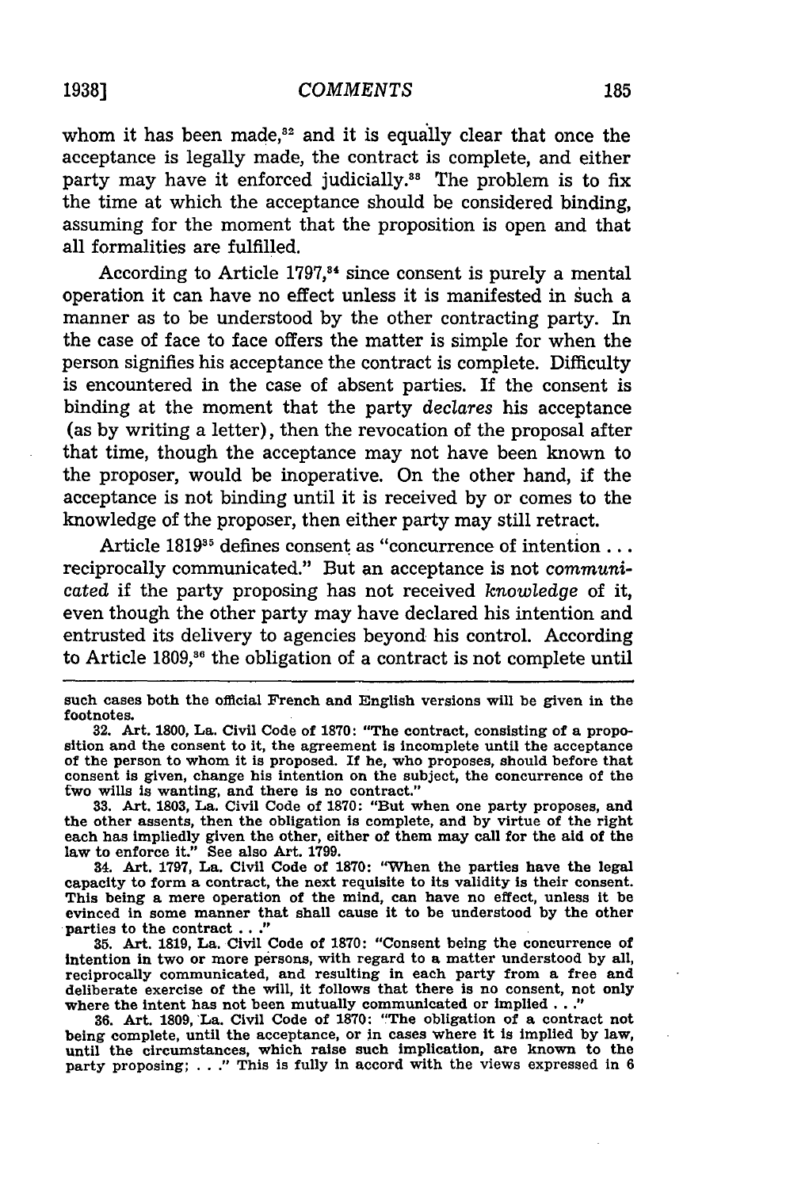whom it has been made,[32] and it is equally clear that once the acceptance is legally made, the contract is complete, and either party may have it enforced judicially.[33] The problem is to fix the time at which the acceptance should be considered binding, assuming for the moment that the proposition is open and that all formalities are fulfilled.

According to Article 1797,[34] since consent is purely a mental operation it can have no effect unless it is manifested in such a manner as to be understood by the other contracting party. In the case of face to face offers the matter is simple for when the person signifies his acceptance the contract is complete. Difficulty is encountered in the case of absent parties. If the consent is binding at the moment that the party *declares* his acceptance (as by writing a letter), then the revocation of the proposal after that time, though the acceptance may not have been known to the proposer, would be inoperative. On the other hand, if the acceptance is not binding until it is received by or comes to the knowledge of the proposer, then either party may still retract.

Article 1819[35] defines consent as "concurrence of intention . . . reciprocally communicated." But an acceptance is not *communicated* if the party proposing has not received *knowledge* of it, even though the other party may have declared his intention and entrusted its delivery to agencies beyond his control. According to Article 1809,[36] the obligation of a contract is not complete until

---

such cases both the official French and English versions will be given in the footnotes.

32. Art. 1800, La. Civil Code of 1870: "The contract, consisting of a proposition and the consent to it, the agreement is incomplete until the acceptance of the person to whom it is proposed. If he, who proposes, should before that consent is given, change his intention on the subject, the concurrence of the two wills is wanting, and there is no contract."

33. Art. 1803, La. Civil Code of 1870: "But when one party proposes, and the other assents, then the obligation is complete, and by virtue of the right each has impliedly given the other, either of them may call for the aid of the law to enforce it." See also Art. 1799.

34. Art. 1797, La. Civil Code of 1870: "When the parties have the legal capacity to form a contract, the next requisite to its validity is their consent. This being a mere operation of the mind, can have no effect, unless it be evinced in some manner that shall cause it to be understood by the other parties to the contract . . ."

35. Art. 1819, La. Civil Code of 1870: "Consent being the concurrence of intention in two or more persons, with regard to a matter understood by all, reciprocally communicated, and resulting in each party from a free and deliberate exercise of the will, it follows that there is no consent, not only where the intent has not been mutually communicated or implied . . ."

36. Art. 1809, La. Civil Code of 1870: "The obligation of a contract not being complete, until the acceptance, or in cases where it is implied by law, until the circumstances, which raise such implication, are known to the party proposing; . . ." This is fully in accord with the views expressed in 6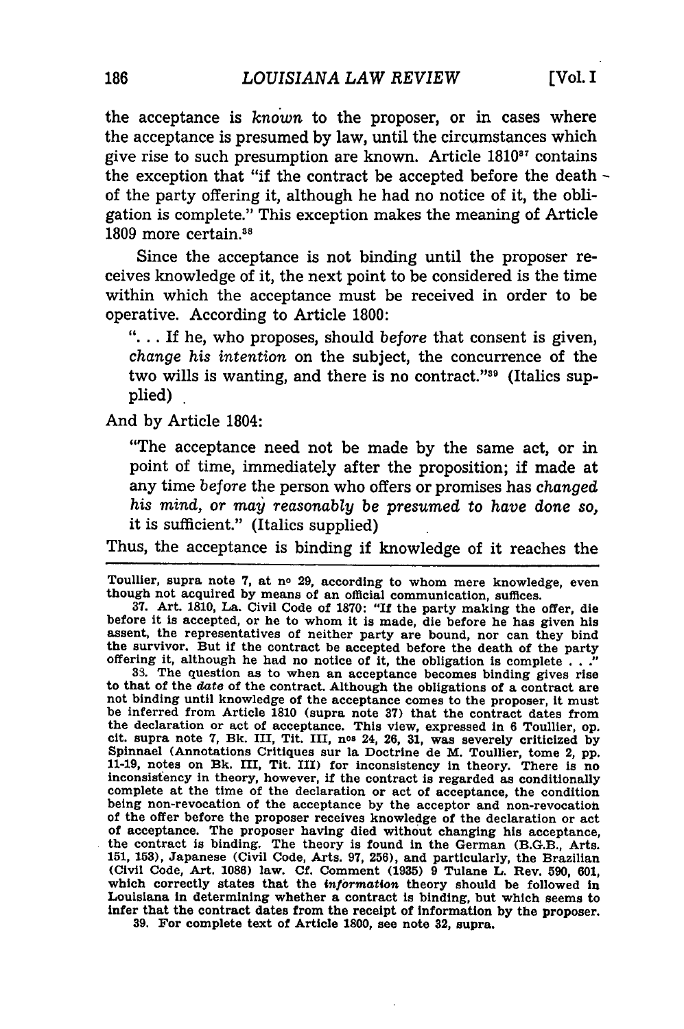the acceptance is *known* to the proposer, or in cases where the acceptance is presumed by law, until the circumstances which give rise to such presumption are known. Article 1810[37] contains the exception that "if the contract be accepted before the death of the party offering it, although he had no notice of it, the obligation is complete." This exception makes the meaning of Article 1809 more certain.[38]

Since the acceptance is not binding until the proposer receives knowledge of it, the next point to be considered is the time within which the acceptance must be received in order to be operative. According to Article 1800:

> ". . . If he, who proposes, should *before* that consent is given, *change his intention* on the subject, the concurrence of the two wills is wanting, and there is no contract."[39] (Italics supplied)

And by Article 1804:

> "The acceptance need not be made by the same act, or in point of time, immediately after the proposition; if made at any time *before* the person who offers or promises has *changed his mind, or may reasonably be presumed to have done so,* it is sufficient." (Italics supplied)

Thus, the acceptance is binding if knowledge of it reaches the

---

Toullier, supra note 7, at no 29, according to whom mere knowledge, even though not acquired by means of an official communication, suffices.

37. Art. 1810, La. Civil Code of 1870: "If the party making the offer, die before it is accepted, or he to whom it is made, die before he has given his assent, the representatives of neither party are bound, nor can they bind the survivor. But if the contract be accepted before the death of the party offering it, although he had no notice of it, the obligation is complete . . ."

38. The question as to when an acceptance becomes binding gives rise to that of the *date* of the contract. Although the obligations of a contract are not binding until knowledge of the acceptance comes to the proposer, it must be inferred from Article 1810 (supra note 37) that the contract dates from the declaration or act of acceptance. This view, expressed in 6 Toullier, op. cit. supra note 7, Bk. III, Tit. III, nos 24, 26, 31, was severely criticized by Spinnael (Annotations Critiques sur la Doctrine de M. Toullier, tome 2, pp. 11-19, notes on Bk. III, Tit. III) for inconsistency in theory. There is no inconsistency in theory, however, if the contract is regarded as conditionally complete at the time of the declaration or act of acceptance, the condition being non-revocation of the acceptance by the acceptor and non-revocation of the offer before the proposer receives knowledge of the declaration or act of acceptance. The proposer having died without changing his acceptance, the contract is binding. The theory is found in the German (B.G.B., Arts. 151, 153), Japanese (Civil Code, Arts. 97, 256), and particularly, the Brazilian (Civil Code, Art. 1086) law. Cf. Comment (1935) 9 Tulane L. Rev. 590, 601, which correctly states that the *information* theory should be followed in Louisiana in determining whether a contract is binding, but which seems to infer that the contract dates from the receipt of information by the proposer.

39. For complete text of Article 1800, see note 32, supra.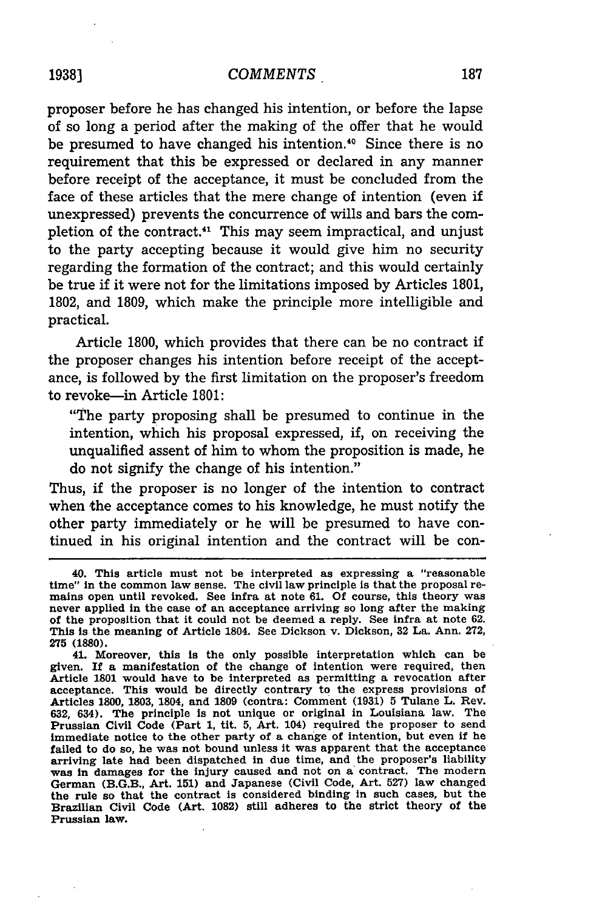proposer before he has changed his intention, or before the lapse of so long a period after the making of the offer that he would be presumed to have changed his intention.[40] Since there is no requirement that this be expressed or declared in any manner before receipt of the acceptance, it must be concluded from the face of these articles that the mere change of intention (even if unexpressed) prevents the concurrence of wills and bars the completion of the contract.[41] This may seem impractical, and unjust to the party accepting because it would give him no security regarding the formation of the contract; and this would certainly be true if it were not for the limitations imposed by Articles 1801, 1802, and 1809, which make the principle more intelligible and practical.

Article 1800, which provides that there can be no contract if the proposer changes his intention before receipt of the acceptance, is followed by the first limitation on the proposer's freedom to revoke—in Article 1801:

> "The party proposing shall be presumed to continue in the intention, which his proposal expressed, if, on receiving the unqualified assent of him to whom the proposition is made, he do not signify the change of his intention."

Thus, if the proposer is no longer of the intention to contract when the acceptance comes to his knowledge, he must notify the other party immediately or he will be presumed to have continued in his original intention and the contract will be con-

---

40. This article must not be interpreted as expressing a "reasonable time" in the common law sense. The civil law principle is that the proposal remains open until revoked. See infra at note 61. Of course, this theory was never applied in the case of an acceptance arriving so long after the making of the proposition that it could not be deemed a reply. See infra at note 62. This is the meaning of Article 1804. See Dickson v. Dickson, 32 La. Ann. 272, 275 (1880).

41. Moreover, this is the only possible interpretation which can be given. If a manifestation of the change of intention were required, then Article 1801 would have to be interpreted as permitting a revocation after acceptance. This would be directly contrary to the express provisions of Articles 1800, 1803, 1804, and 1809 (contra: Comment (1931) 5 Tulane L. Rev. 632, 634). The principle is not unique or original in Louisiana law. The Prussian Civil Code (Part 1, tit. 5, Art. 104) required the proposer to send immediate notice to the other party of a change of intention, but even if he failed to do so, he was not bound unless it was apparent that the acceptance arriving late had been dispatched in due time, and the proposer's liability was in damages for the injury caused and not on a contract. The modern German (B.G.B., Art. 151) and Japanese (Civil Code, Art. 527) law changed the rule so that the contract is considered binding in such cases, but the Brazilian Civil Code (Art. 1082) still adheres to the strict theory of the Prussian law.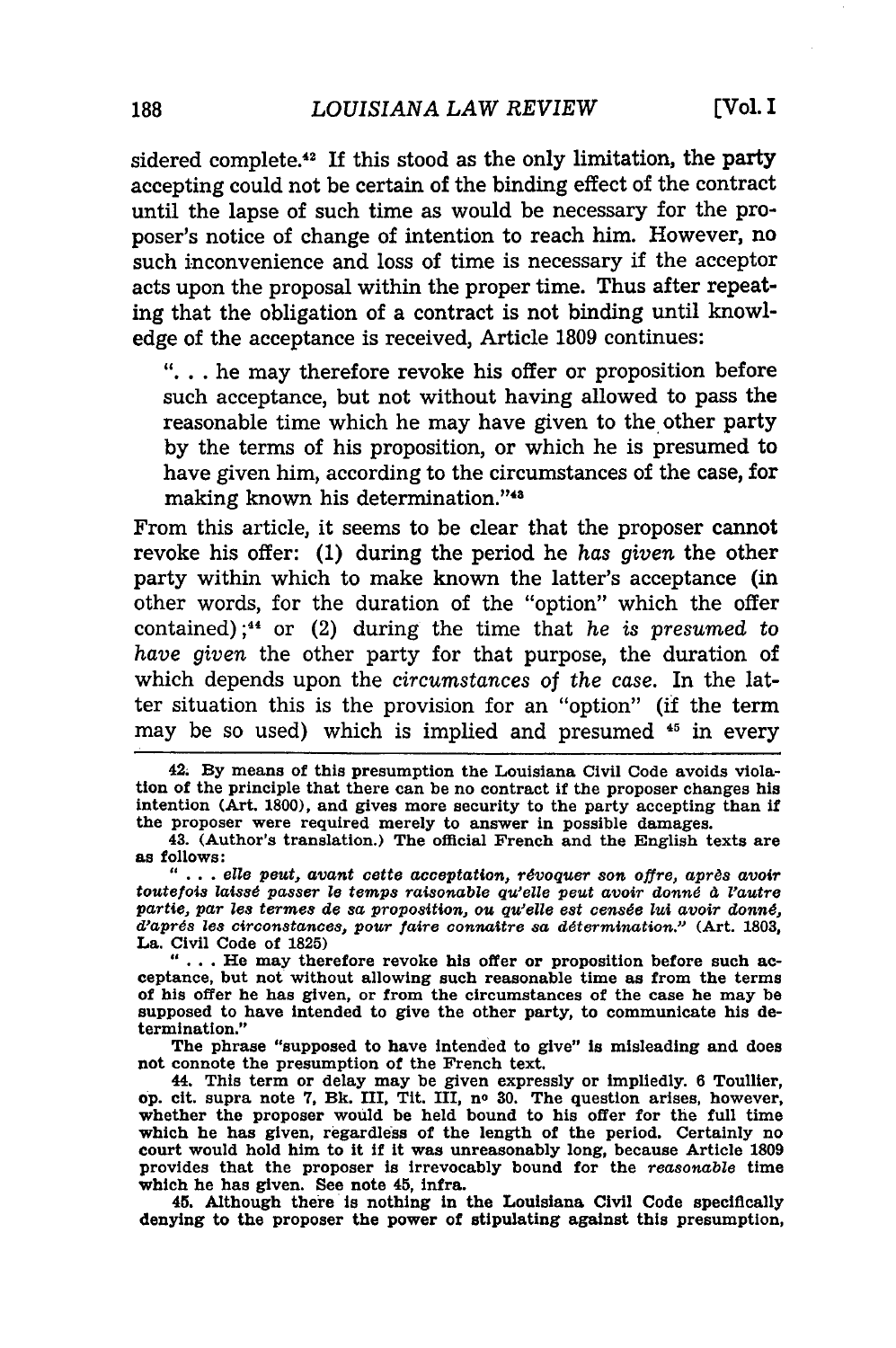sidered complete.[42] If this stood as the only limitation, the party accepting could not be certain of the binding effect of the contract until the lapse of such time as would be necessary for the proposer's notice of change of intention to reach him. However, no such inconvenience and loss of time is necessary if the acceptor acts upon the proposal within the proper time. Thus after repeating that the obligation of a contract is not binding until knowledge of the acceptance is received, Article 1809 continues:

> ". . . he may therefore revoke his offer or proposition before such acceptance, but not without having allowed to pass the reasonable time which he may have given to the other party by the terms of his proposition, or which he is presumed to have given him, according to the circumstances of the case, for making known his determination."[43]

From this article, it seems to be clear that the proposer cannot revoke his offer: (1) during the period he *has given* the other party within which to make known the latter's acceptance (in other words, for the duration of the "option" which the offer contained);[44] or (2) during the time that *he is presumed to have given* the other party for that purpose, the duration of which depends upon the *circumstances of the case*. In the latter situation this is the provision for an "option" (if the term may be so used) which is implied and presumed [45] in every

---

42. By means of this presumption the Louisiana Civil Code avoids violation of the principle that there can be no contract if the proposer changes his intention (Art. 1800), and gives more security to the party accepting than if the proposer were required merely to answer in possible damages.

43. (Author's translation.) The official French and the English texts are as follows:

" . . . *elle peut, avant cette acceptation, révoquer son offre, après avoir toutefois laissé passer le temps raisonable qu'elle peut avoir donné à l'autre partie, par les termes de sa proposition, ou qu'elle est censée lui avoir donné, d'après les circonstances, pour faire connaître sa détermination.*" (Art. 1803, La. Civil Code of 1825)

" . . . He may therefore revoke his offer or proposition before such acceptance, but not without allowing such reasonable time as from the terms of his offer he has given, or from the circumstances of the case he may be supposed to have intended to give the other party, to communicate his determination."

The phrase "supposed to have intended to give" is misleading and does not connote the presumption of the French text.

44. This term or delay may be given expressly or impliedly. 6 Toullier, op. cit. supra note 7, Bk. III, Tit. III, nº 30. The question arises, however, whether the proposer would be held bound to his offer for the full time which he has given, regardless of the length of the period. Certainly no court would hold him to it if it was unreasonably long, because Article 1809 provides that the proposer is irrevocably bound for the *reasonable* time which he has given. See note 45, infra.

45. Although there is nothing in the Louisiana Civil Code specifically denying to the proposer the power of stipulating against this presumption,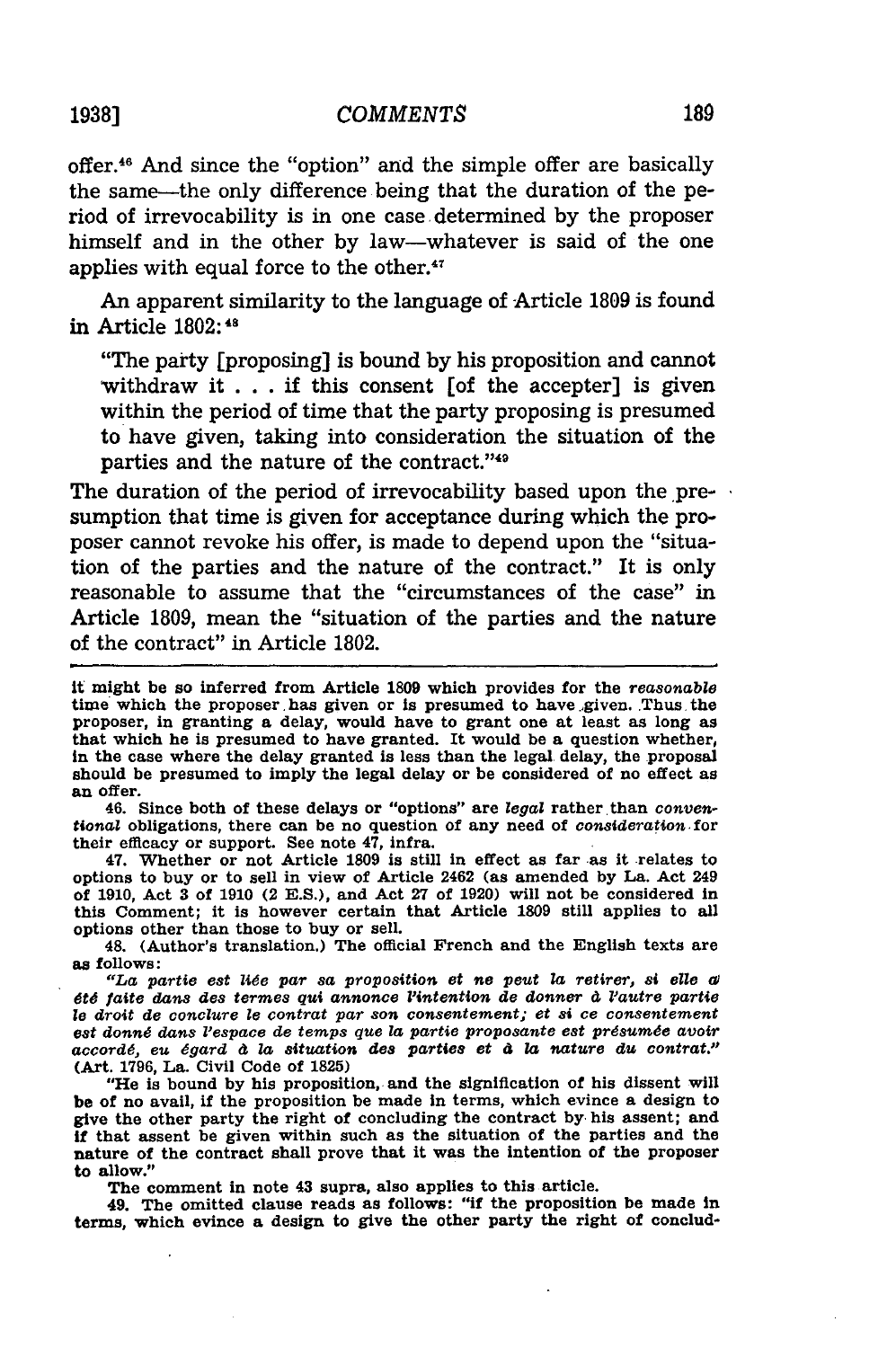offer.[46] And since the "option" and the simple offer are basically the same—the only difference being that the duration of the period of irrevocability is in one case determined by the proposer himself and in the other by law—whatever is said of the one applies with equal force to the other.[47]

An apparent similarity to the language of Article 1809 is found in Article 1802:[48]

> "The party [proposing] is bound by his proposition and cannot withdraw it . . . if this consent [of the accepter] is given within the period of time that the party proposing is presumed to have given, taking into consideration the situation of the parties and the nature of the contract."[49]

The duration of the period of irrevocability based upon the presumption that time is given for acceptance during which the proposer cannot revoke his offer, is made to depend upon the "situation of the parties and the nature of the contract." It is only reasonable to assume that the "circumstances of the case" in Article 1809, mean the "situation of the parties and the nature of the contract" in Article 1802.

---

it might be so inferred from Article 1809 which provides for the *reasonable* time which the proposer has given or is presumed to have given. Thus the proposer, in granting a delay, would have to grant one at least as long as that which he is presumed to have granted. It would be a question whether, in the case where the delay granted is less than the legal delay, the proposal should be presumed to imply the legal delay or be considered of no effect as an offer.

46. Since both of these delays or "options" are *legal* rather than *conventional* obligations, there can be no question of any need of *consideration* for their efficacy or support. See note 47, infra.

47. Whether or not Article 1809 is still in effect as far as it relates to options to buy or to sell in view of Article 2462 (as amended by La. Act 249 of 1910, Act 3 of 1910 (2 E.S.), and Act 27 of 1920) will not be considered in this Comment; it is however certain that Article 1809 still applies to all options other than those to buy or sell.

48. (Author's translation.) The official French and the English texts are as follows:

*"La partie est liée par sa proposition et ne peut la retirer, si elle a été faite dans des termes qui annonce l'intention de donner à l'autre partie le droit de conclure le contrat par son consentement; et si ce consentement est donné dans l'espace de temps que la partie proposante est présumée avoir accordé, eu égard à la situation des parties et à la nature du contrat."* (Art. 1796, La. Civil Code of 1825)

"He is bound by his proposition, and the signification of his dissent will be of no avail, if the proposition be made in terms, which evince a design to give the other party the right of concluding the contract by his assent; and if that assent be given within such as the situation of the parties and the nature of the contract shall prove that it was the intention of the proposer to allow."

The comment in note 43 supra, also applies to this article.

49. The omitted clause reads as follows: "if the proposition be made in terms, which evince a design to give the other party the right of conclud-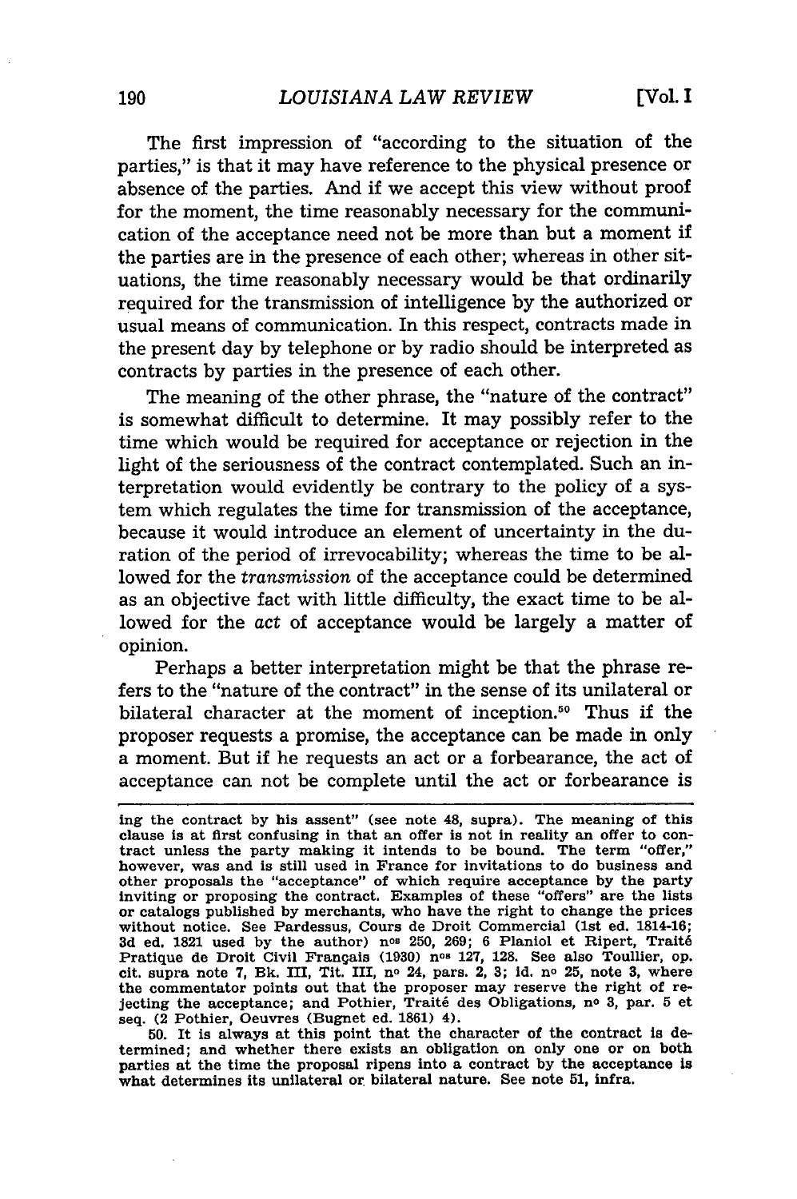The first impression of "according to the situation of the parties," is that it may have reference to the physical presence or absence of the parties. And if we accept this view without proof for the moment, the time reasonably necessary for the communication of the acceptance need not be more than but a moment if the parties are in the presence of each other; whereas in other situations, the time reasonably necessary would be that ordinarily required for the transmission of intelligence by the authorized or usual means of communication. In this respect, contracts made in the present day by telephone or by radio should be interpreted as contracts by parties in the presence of each other.

The meaning of the other phrase, the "nature of the contract" is somewhat difficult to determine. It may possibly refer to the time which would be required for acceptance or rejection in the light of the seriousness of the contract contemplated. Such an interpretation would evidently be contrary to the policy of a system which regulates the time for transmission of the acceptance, because it would introduce an element of uncertainty in the duration of the period of irrevocability; whereas the time to be allowed for the *transmission* of the acceptance could be determined as an objective fact with little difficulty, the exact time to be allowed for the *act* of acceptance would be largely a matter of opinion.

Perhaps a better interpretation might be that the phrase refers to the "nature of the contract" in the sense of its unilateral or bilateral character at the moment of inception.[50] Thus if the proposer requests a promise, the acceptance can be made in only a moment. But if he requests an act or a forbearance, the act of acceptance can not be complete until the act or forbearance is

---

ing the contract by his assent" (see note 48, supra). The meaning of this clause is at first confusing in that an offer is not in reality an offer to contract unless the party making it intends to be bound. The term "offer," however, was and is still used in France for invitations to do business and other proposals the "acceptance" of which require acceptance by the party inviting or proposing the contract. Examples of these "offers" are the lists or catalogs published by merchants, who have the right to change the prices without notice. See Pardessus, Cours de Droit Commercial (1st ed. 1814-16; 3d ed. 1821 used by the author) nos 250, 269; 6 Planiol et Ripert, Traité Pratique de Droit Civil Français (1930) nos 127, 128. See also Toullier, op. cit. supra note 7, Bk. III, Tit. III, no 24, pars. 2, 3; id. no 25, note 3, where the commentator points out that the proposer may reserve the right of rejecting the acceptance; and Pothier, Traité des Obligations, no 3, par. 5 et seq. (2 Pothier, Oeuvres (Bugnet ed. 1861) 4).

50. It is always at this point that the character of the contract is determined; and whether there exists an obligation on only one or on both parties at the time the proposal ripens into a contract by the acceptance is what determines its unilateral or bilateral nature. See note 51, infra.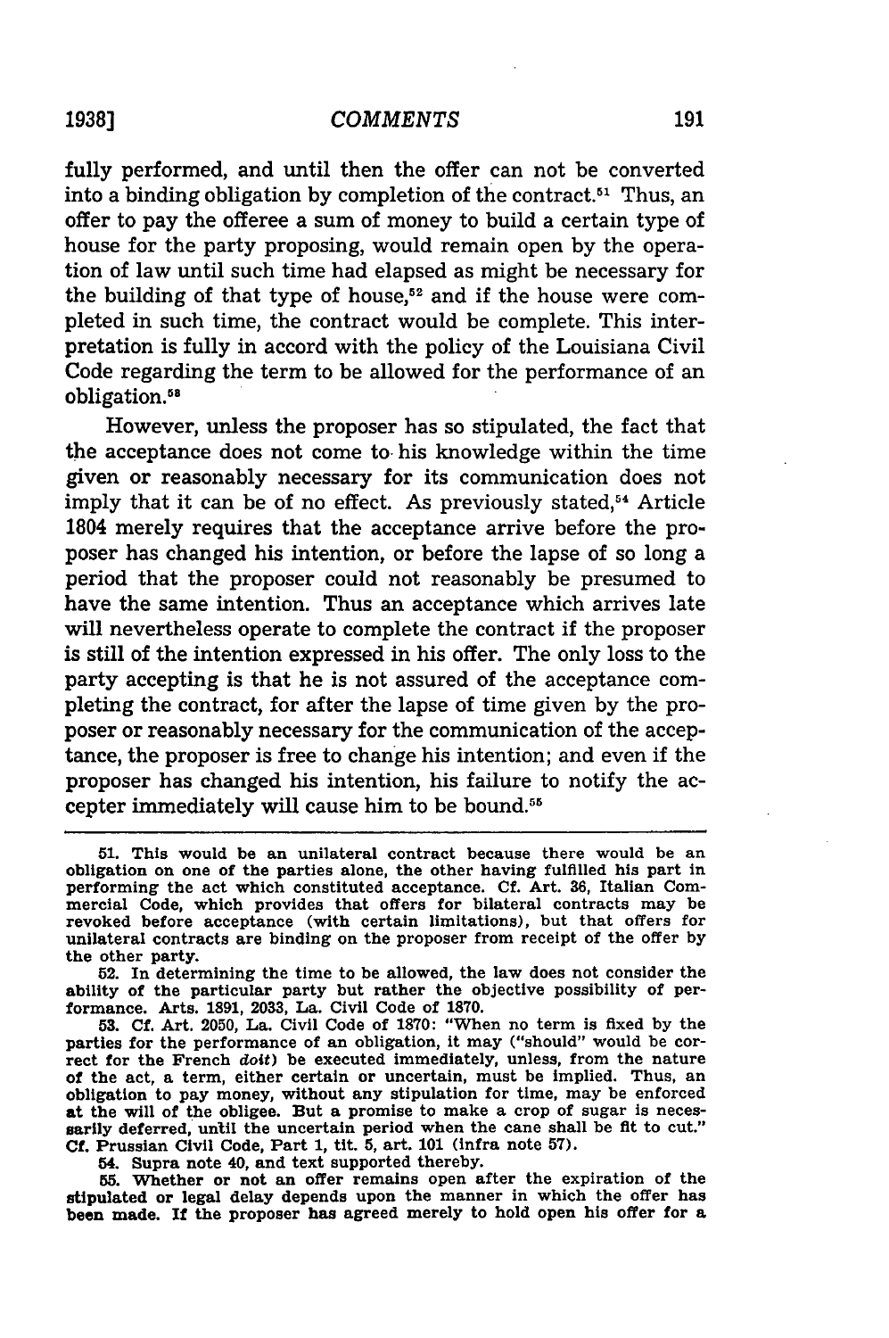fully performed, and until then the offer can not be converted into a binding obligation by completion of the contract.[51] Thus, an offer to pay the offeree a sum of money to build a certain type of house for the party proposing, would remain open by the operation of law until such time had elapsed as might be necessary for the building of that type of house,[52] and if the house were completed in such time, the contract would be complete. This interpretation is fully in accord with the policy of the Louisiana Civil Code regarding the term to be allowed for the performance of an obligation.[53]

However, unless the proposer has so stipulated, the fact that the acceptance does not come to his knowledge within the time given or reasonably necessary for its communication does not imply that it can be of no effect. As previously stated,[54] Article 1804 merely requires that the acceptance arrive before the proposer has changed his intention, or before the lapse of so long a period that the proposer could not reasonably be presumed to have the same intention. Thus an acceptance which arrives late will nevertheless operate to complete the contract if the proposer is still of the intention expressed in his offer. The only loss to the party accepting is that he is not assured of the acceptance completing the contract, for after the lapse of time given by the proposer or reasonably necessary for the communication of the acceptance, the proposer is free to change his intention; and even if the proposer has changed his intention, his failure to notify the accepter immediately will cause him to be bound.[55]

---

51. This would be an unilateral contract because there would be an obligation on one of the parties alone, the other having fulfilled his part in performing the act which constituted acceptance. Cf. Art. 36, Italian Commercial Code, which provides that offers for bilateral contracts may be revoked before acceptance (with certain limitations), but that offers for unilateral contracts are binding on the proposer from receipt of the offer by the other party.

52. In determining the time to be allowed, the law does not consider the ability of the particular party but rather the objective possibility of performance. Arts. 1891, 2033, La. Civil Code of 1870.

53. Cf. Art. 2050, La. Civil Code of 1870: "When no term is fixed by the parties for the performance of an obligation, it may ("should" would be correct for the French *doit*) be executed immediately, unless, from the nature of the act, a term, either certain or uncertain, must be implied. Thus, an obligation to pay money, without any stipulation for time, may be enforced at the will of the obligee. But a promise to make a crop of sugar is necessarily deferred, until the uncertain period when the cane shall be fit to cut." Cf. Prussian Civil Code, Part 1, tit. 5, art. 101 (infra note 57).

54. Supra note 40, and text supported thereby.

55. Whether or not an offer remains open after the expiration of the stipulated or legal delay depends upon the manner in which the offer has been made. If the proposer has agreed merely to hold open his offer for a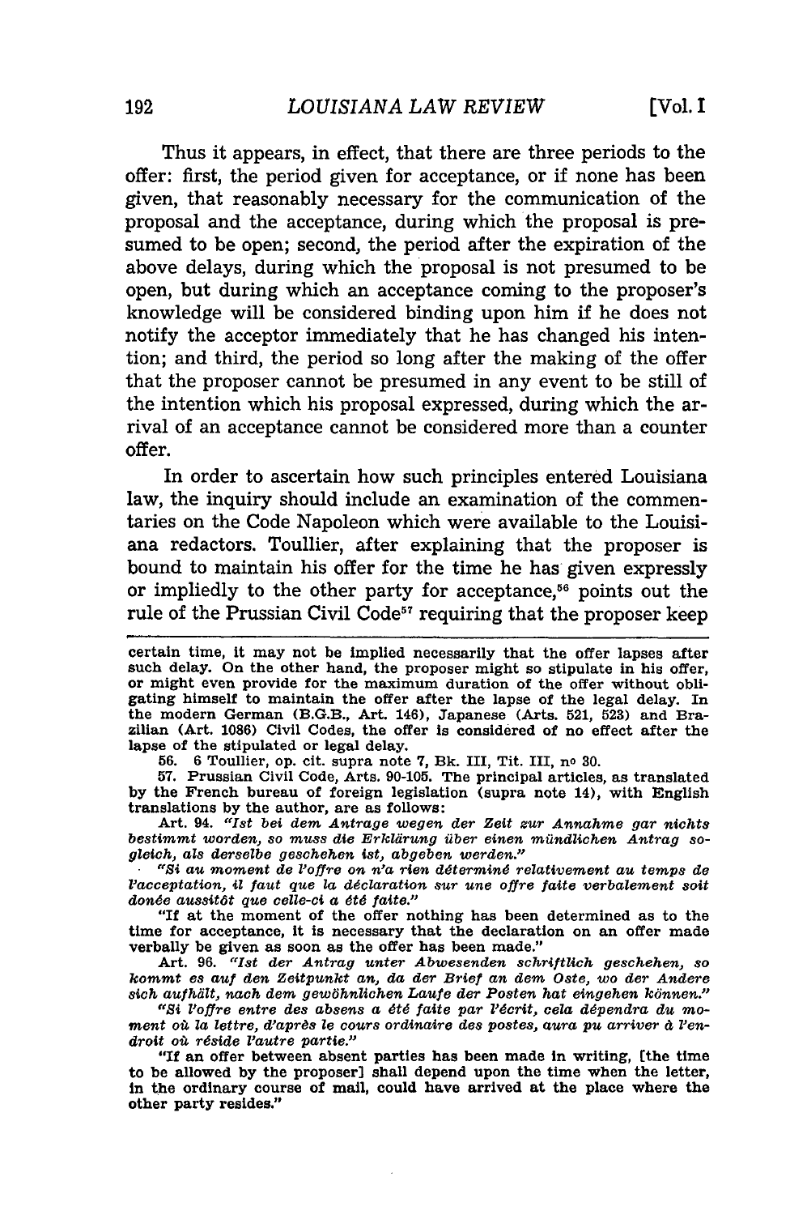Thus it appears, in effect, that there are three periods to the offer: first, the period given for acceptance, or if none has been given, that reasonably necessary for the communication of the proposal and the acceptance, during which the proposal is presumed to be open; second, the period after the expiration of the above delays, during which the proposal is not presumed to be open, but during which an acceptance coming to the proposer's knowledge will be considered binding upon him if he does not notify the acceptor immediately that he has changed his intention; and third, the period so long after the making of the offer that the proposer cannot be presumed in any event to be still of the intention which his proposal expressed, during which the arrival of an acceptance cannot be considered more than a counter offer.

In order to ascertain how such principles entered Louisiana law, the inquiry should include an examination of the commentaries on the Code Napoleon which were available to the Louisiana redactors. Toullier, after explaining that the proposer is bound to maintain his offer for the time he has given expressly or impliedly to the other party for acceptance,[56] points out the rule of the Prussian Civil Code[57] requiring that the proposer keep

---

certain time, it may not be implied necessarily that the offer lapses after such delay. On the other hand, the proposer might so stipulate in his offer, or might even provide for the maximum duration of the offer without obligating himself to maintain the offer after the lapse of the legal delay. In the modern German (B.G.B., Art. 146), Japanese (Arts. 521, 523) and Brazilian (Art. 1086) Civil Codes, the offer is considered of no effect after the lapse of the stipulated or legal delay.

56. 6 Toullier, op. cit. supra note 7, Bk. III, Tit. III, no 30.

57. Prussian Civil Code, Arts. 90-105. The principal articles, as translated by the French bureau of foreign legislation (supra note 14), with English translations by the author, are as follows:

Art. 94. *"Ist bei dem Antrage wegen der Zeit zur Annahme gar nichts bestimmt worden, so muss die Erklärung über einen mündlichen Antrag sogleich, als derselbe geschehen ist, abgeben werden."*

*"Si au moment de l'offre on n'a rien déterminé relativement au temps de l'acceptation, il faut que la déclaration sur une offre faite verbalement soit donée aussitôt que celle-ci a été faite."*

"If at the moment of the offer nothing has been determined as to the time for acceptance, it is necessary that the declaration on an offer made verbally be given as soon as the offer has been made."

Art. 96. *"Ist der Antrag unter Abwesenden schriftlich geschehen, so kommt es auf den Zeitpunkt an, da der Brief an dem Oste, wo der Andere sich aufhält, nach dem gewöhnlichen Laufe der Posten hat eingehen können."*

*"Si l'offre entre des absens a été faite par l'écrit, cela dépendra du moment où la lettre, d'après le cours ordinaire des postes, aura pu arriver à l'endroit où réside l'autre partie."*

"If an offer between absent parties has been made in writing, [the time to be allowed by the proposer] shall depend upon the time when the letter, in the ordinary course of mail, could have arrived at the place where the other party resides."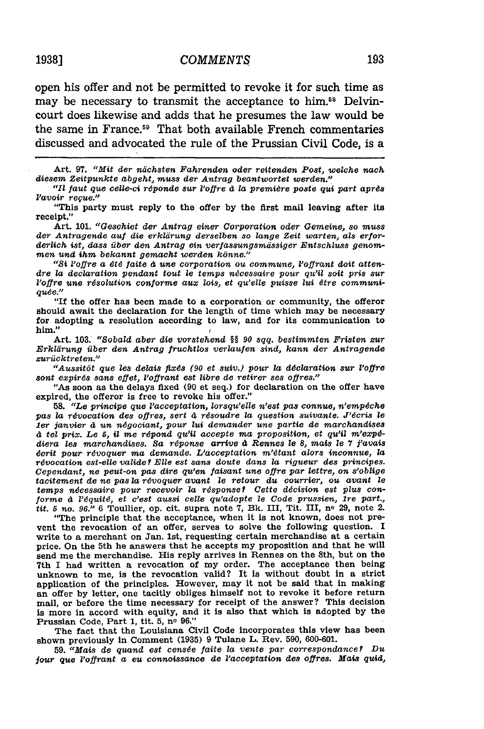open his offer and not be permitted to revoke it for such time as may be necessary to transmit the acceptance to him.[58] Delvincourt does likewise and adds that he presumes the law would be the same in France.[59] That both available French commentaries discussed and advocated the rule of the Prussian Civil Code, is a

---

Art. 97. *"Mit der nächsten Fahrenden oder reitenden Post, welche nach diesem Zeitpunkte abgeht, muss der Antrag beantwortet werden."*

*"Il faut que celle-ci réponde sur l'offre à la première poste qui part après l'avoir reçue."*

"This party must reply to the offer by the first mail leaving after its receipt."

Art. 101. *"Geschiet der Antrag einer Corporation oder Gemeine, so muss der Antragende auf die erklärung derselben so lange Zeit warten, als erforderlich ist, dass über den Antrag ein verfassungsmässiger Entschluss genommen und ihm bekannt gemacht werden könne."*

*"Si l'offre a été faite à une corporation ou commune, l'offrant doit attendre la declaration pendant tout le temps nécessaire pour qu'il soit pris sur l'offre une résolution conforme aux lois, et qu'elle puisse lui être communiquée."*

"If the offer has been made to a corporation or community, the offeror should await the declaration for the length of time which may be necessary for adopting a resolution according to law, and for its communication to him."

Art. 103. *"Sobald aber die vorstehend §§ 90 sqq. bestimmten Fristen zur Erklärung über den Antrag fruchtlos verlaufen sind, kann der Antragende zurücktreten."*

*"Aussitôt que les delais fixés (90 et suiv.) pour la déclaration sur l'offre sont expirés sans effet, l'offrant est libre de retirer ses offres."*

"As soon as the delays fixed (90 et seq.) for declaration on the offer have expired, the offeror is free to revoke his offer."

58. *"Le principe que l'acceptation, lorsqu'elle n'est pas connue, n'empêche pas la révocation des offres, sert à résoudre la question suivante. J'écris le 1er janvier à un négociant, pour lui demander une partie de marchandises à tel prix. Le 5, il me répond qu'il accepte ma proposition, et qu'il m'expédiera les marchandises. Sa réponse arrive à Rennes le 8, mais le 7 j'avais écrit pour révoquer ma demande. L'acceptation m'étant alors inconnue, la révocation est-elle valide? Elle est sans doute dans la rigueur des principes. Cependant, ne peut-on pas dire qu'en faisant une offre par lettre, on s'oblige tacitement de ne pas la révoquer avant le retour du courrier, ou avant le temps nécessaire pour recevoir la résponse? Cette décision est plus conforme à l'équité, et c'est aussi celle qu'adopte le Code prussien, 1re part., tit. 5 no. 96."* 6 Toullier, op. cit. supra note 7, Bk. III, Tit. III, nº 29, note 2.

"The principle that the acceptance, when it is not known, does not prevent the revocation of an offer, serves to solve the following question. I write to a merchant on Jan. 1st, requesting certain merchandise at a certain price. On the 5th he answers that he accepts my proposition and that he will send me the merchandise. His reply arrives in Rennes on the 8th, but on the 7th I had written a revocation of my order. The acceptance then being unknown to me, is the revocation valid? It is without doubt in a strict application of the principles. However, may it not be said that in making an offer by letter, one tacitly obliges himself not to revoke it before return mail, or before the time necessary for receipt of the answer? This decision is more in accord with equity, and it is also that which is adopted by the Prussian Code, Part 1, tit. 5, nº 96."

The fact that the Louisiana Civil Code incorporates this view has been shown previously in Comment (1935) 9 Tulane L. Rev. 590, 600-601.

59. *"Mais de quand est censée faite la vente par correspondance? Du jour que l'offrant a eu connoissance de l'acceptation des offres. Mais quid,*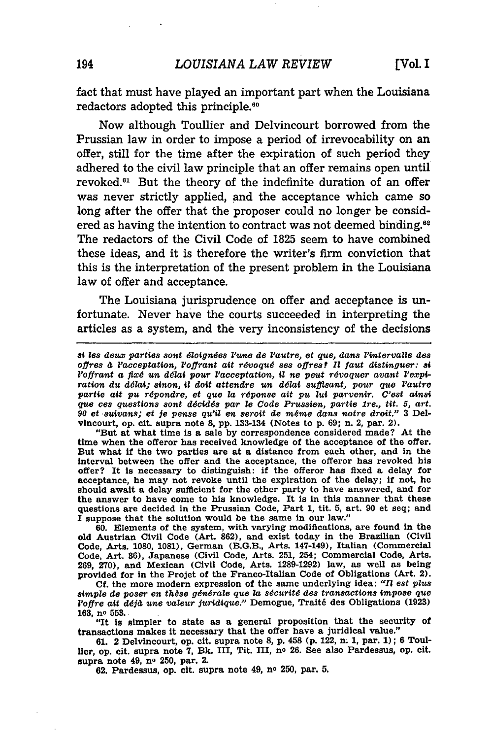fact that must have played an important part when the Louisiana redactors adopted this principle.[60]

Now although Toullier and Delvincourt borrowed from the Prussian law in order to impose a period of irrevocability on an offer, still for the time after the expiration of such period they adhered to the civil law principle that an offer remains open until revoked.[61] But the theory of the indefinite duration of an offer was never strictly applied, and the acceptance which came so long after the offer that the proposer could no longer be considered as having the intention to contract was not deemed binding.[62] The redactors of the Civil Code of 1825 seem to have combined these ideas, and it is therefore the writer's firm conviction that this is the interpretation of the present problem in the Louisiana law of offer and acceptance.

The Louisiana jurisprudence on offer and acceptance is unfortunate. Never have the courts succeeded in interpreting the articles as a system, and the very inconsistency of the decisions

---

*si les deux parties sont éloignées l'une de l'autre, et que, dans l'intervalle des offres à l'acceptation, l'offrant ait révoqué ses offres? Il faut distinguer: si l'offrant a fixé un délai pour l'acceptation, il ne peut révoquer avant l'expiration du délai; sinon, il doit attendre un délai suffisant, pour que l'autre partie ait pu répondre, et que la réponse ait pu lui parvenir. C'est ainsi que ces questions sont décidés par le Code Prussien, partie 1re., tit. 5, art. 90 et suivans; et je pense qu'il en seroit de même dans notre droit."* 3 Delvincourt, op. cit. supra note 8, pp. 133-134 (Notes to p. 69; n. 2, par. 2).

"But at what time is a sale by correspondence considered made? At the time when the offeror has received knowledge of the acceptance of the offer. But what if the two parties are at a distance from each other, and in the interval between the offer and the acceptance, the offeror has revoked his offer? It is necessary to distinguish: if the offeror has fixed a delay for acceptance, he may not revoke until the expiration of the delay; if not, he should await a delay sufficient for the other party to have answered, and for the answer to have come to his knowledge. It is in this manner that these questions are decided in the Prussian Code, Part 1, tit. 5, art. 90 et seq; and I suppose that the solution would be the same in our law."

60. Elements of the system, with varying modifications, are found in the old Austrian Civil Code (Art. 862), and exist today in the Brazilian (Civil Code, Arts. 1080, 1081), German (B.G.B., Arts. 147-149), Italian (Commercial Code, Art. 36), Japanese (Civil Code, Arts. 251, 254; Commercial Code, Arts. 269, 270), and Mexican (Civil Code, Arts. 1289-1292) law, as well as being provided for in the Projet of the Franco-Italian Code of Obligations (Art. 2).

Cf. the more modern expression of the same underlying idea: *"Il est plus simple de poser en thèse générale que la sécurité des transactions impose que l'offre ait déjà une valeur juridique."* Demogue, Traité des Obligations (1923) 163, nº 553.

"It is simpler to state as a general proposition that the security of transactions makes it necessary that the offer have a juridical value."

61. 2 Delvincourt, op. cit. supra note 8, p. 458 (p. 122, n. 1, par. 1); 6 Toullier, op. cit. supra note 7, Bk. III, Tit. III, nº 26. See also Pardessus, op. cit. supra note 49, nº 250, par. 2.

62. Pardessus, op. cit. supra note 49, nº 250, par. 5.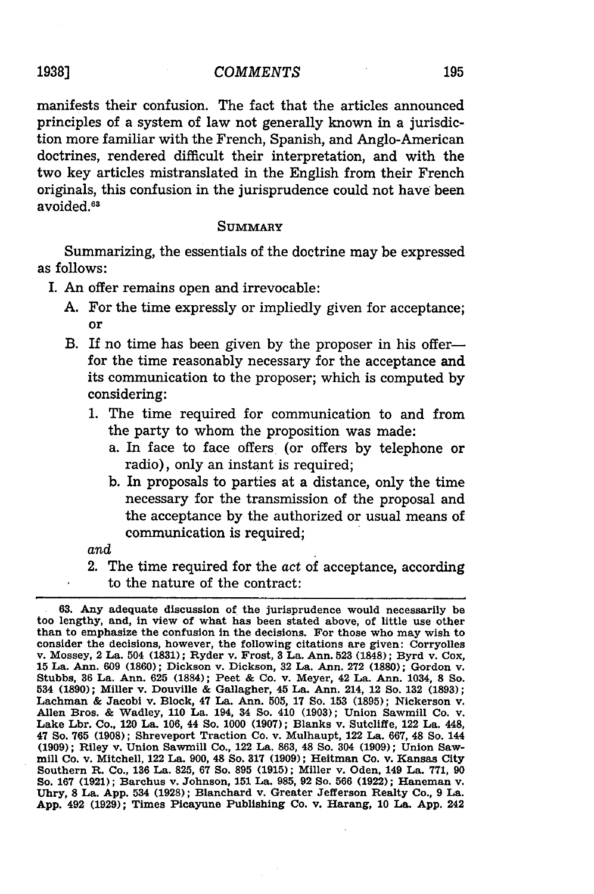manifests their confusion. The fact that the articles announced principles of a system of law not generally known in a jurisdiction more familiar with the French, Spanish, and Anglo-American doctrines, rendered difficult their interpretation, and with the two key articles mistranslated in the English from their French originals, this confusion in the jurisprudence could not have been avoided.[63]

### SUMMARY

Summarizing, the essentials of the doctrine may be expressed as follows:

I. An offer remains open and irrevocable:
   - A. For the time expressly or impliedly given for acceptance; or
   - B. If no time has been given by the proposer in his offer—for the time reasonably necessary for the acceptance and its communication to the proposer; which is computed by considering:
     1. The time required for communication to and from the party to whom the proposition was made:
        - a. In face to face offers (or offers by telephone or radio), only an instant is required;
        - b. In proposals to parties at a distance, only the time necessary for the transmission of the proposal and the acceptance by the authorized or usual means of communication is required;

     *and*

     2. The time required for the *act* of acceptance, according to the nature of the contract:

---

63. Any adequate discussion of the jurisprudence would necessarily be too lengthy, and, in view of what has been stated above, of little use other than to emphasize the confusion in the decisions. For those who may wish to consider the decisions, however, the following citations are given: Corryolles v. Mossey, 2 La. 504 (1831); Ryder v. Frost, 3 La. Ann. 523 (1848); Byrd v. Cox, 15 La. Ann. 609 (1860); Dickson v. Dickson, 32 La. Ann. 272 (1880); Gordon v. Stubbs, 36 La. Ann. 625 (1884); Peet & Co. v. Meyer, 42 La. Ann. 1034, 8 So. 534 (1890); Miller v. Douville & Gallagher, 45 La. Ann. 214, 12 So. 132 (1893); Lachman & Jacobi v. Block, 47 La. Ann. 505, 17 So. 153 (1895); Nickerson v. Allen Bros. & Wadley, 110 La. 194, 34 So. 410 (1903); Union Sawmill Co. v. Lake Lbr. Co., 120 La. 106, 44 So. 1000 (1907); Blanks v. Sutcliffe, 122 La. 448, 47 So. 765 (1908); Shreveport Traction Co. v. Mulhaupt, 122 La. 667, 48 So. 144 (1909); Riley v. Union Sawmill Co., 122 La. 863, 48 So. 304 (1909); Union Sawmill Co. v. Mitchell, 122 La. 900, 48 So. 317 (1909); Heitman Co. v. Kansas City Southern R. Co., 136 La. 825, 67 So. 895 (1915); Miller v. Oden, 149 La. 771, 90 So. 167 (1921); Barchus v. Johnson, 151 La. 985, 92 So. 566 (1922); Haneman v. Uhry, 8 La. App. 534 (1928); Blanchard v. Greater Jefferson Realty Co., 9 La. App. 492 (1929); Times Picayune Publishing Co. v. Harang, 10 La. App. 242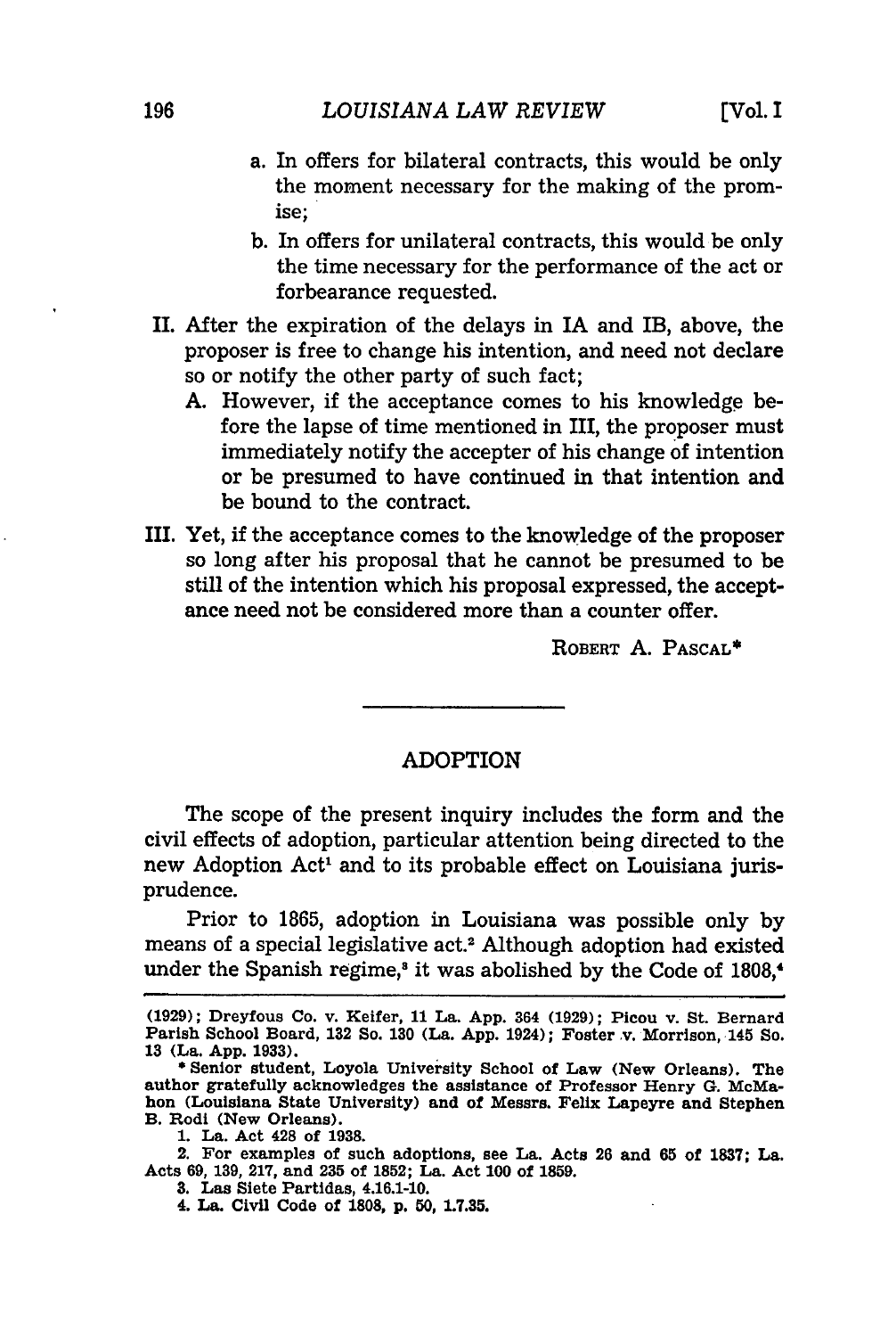a. In offers for bilateral contracts, this would be only the moment necessary for the making of the promise;
b. In offers for unilateral contracts, this would be only the time necessary for the performance of the act or forbearance requested.

II. After the expiration of the delays in IA and IB, above, the proposer is free to change his intention, and need not declare so or notify the other party of such fact;
   A. However, if the acceptance comes to his knowledge before the lapse of time mentioned in III, the proposer must immediately notify the accepter of his change of intention or be presumed to have continued in that intention and be bound to the contract.

III. Yet, if the acceptance comes to the knowledge of the proposer so long after his proposal that he cannot be presumed to be still of the intention which his proposal expressed, the acceptance need not be considered more than a counter offer.

ROBERT A. PASCAL*

---

## ADOPTION

The scope of the present inquiry includes the form and the civil effects of adoption, particular attention being directed to the new Adoption Act[1] and to its probable effect on Louisiana jurisprudence.

Prior to 1865, adoption in Louisiana was possible only by means of a special legislative act.[2] Although adoption had existed under the Spanish regime,[3] it was abolished by the Code of 1808,[4]

---

(1929); Dreyfous Co. v. Keifer, 11 La. App. 364 (1929); Picou v. St. Bernard Parish School Board, 132 So. 130 (La. App. 1924); Foster v. Morrison, 145 So. 13 (La. App. 1933).

\* Senior student, Loyola University School of Law (New Orleans). The author gratefully acknowledges the assistance of Professor Henry G. McMahon (Louisiana State University) and of Messrs. Felix Lapeyre and Stephen B. Rodi (New Orleans).

1. La. Act 428 of 1938.
2. For examples of such adoptions, see La. Acts 26 and 65 of 1837; La. Acts 69, 139, 217, and 235 of 1852; La. Act 100 of 1859.
3. Las Siete Partidas, 4.16.1-10.
4. La. Civil Code of 1808, p. 50, 1.7.35.